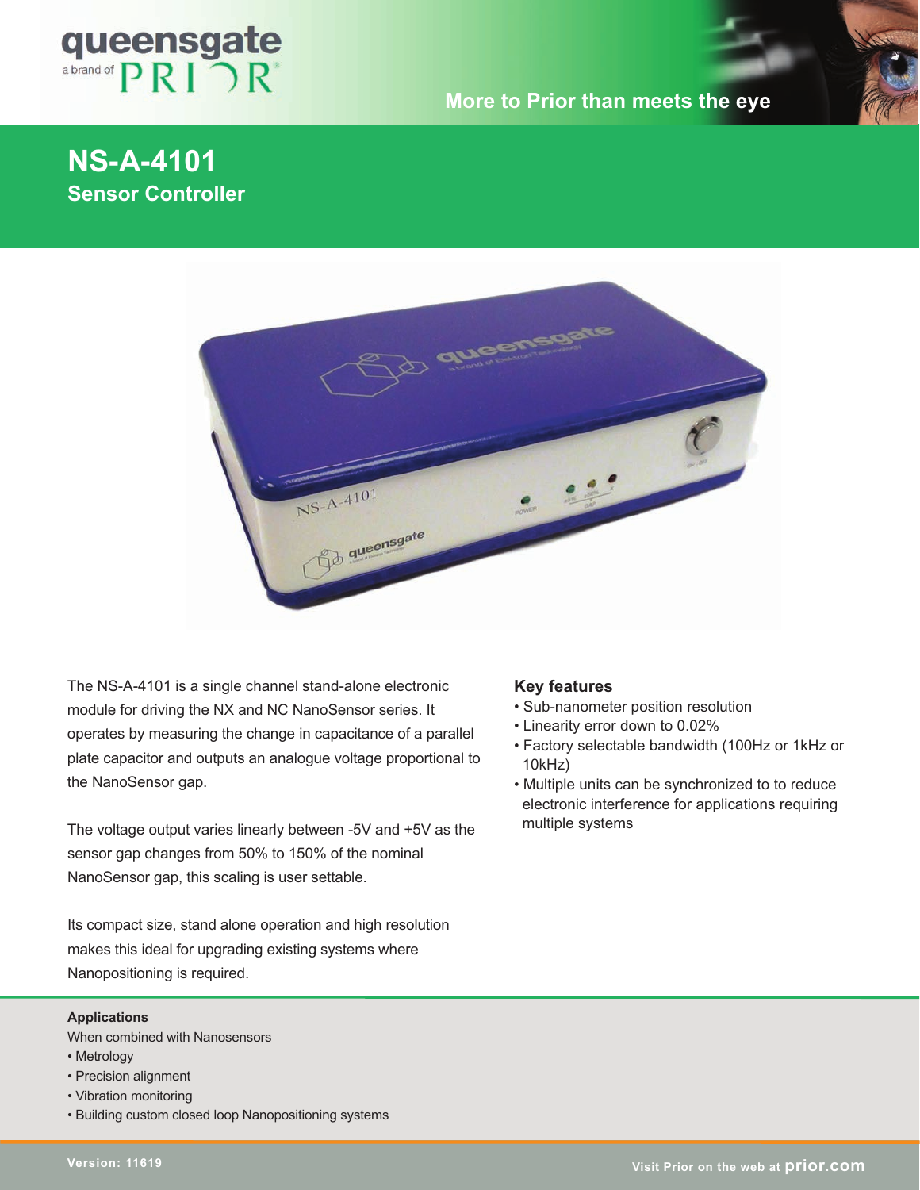queensgate

a brand of PRIOR

More to Prior than meets the eye

# NS-A-4101

## Sensor Controller

The NS-A-4101 is a single channel stand-alone electronic module for driving the NX and NC NanoSensor series. It operates by measuring the change in capacitance of a parallel plate capacitor and outputs an analogue voltage proportional to the NanoSensor gap.

The voltage output varies linearly between -5V and +5V as the sensor gap changes from 50% to 150% of the nominal NanoSensor gap, this scaling is user settable.

Its compact size, stand alone operation and high resolution makes this ideal for upgrading existing systems where Nanopositioning is required.

### Key features

- Sub-nanometer position resolution
- Linearity error down to 0.02%
- Factory selectable bandwidth (100Hz or 1kHz or 10kHz)
- Multiple units can be synchronized to to reduce electronic interference for applications requiring multiple systems

**Applications**

When combined with Nanosensors

- Metrology
- Precision alignment
- Vibration monitoring
- Building custom closed loop Nanopositioning systems

Version: 11619

Visit Prior on the web at prior.com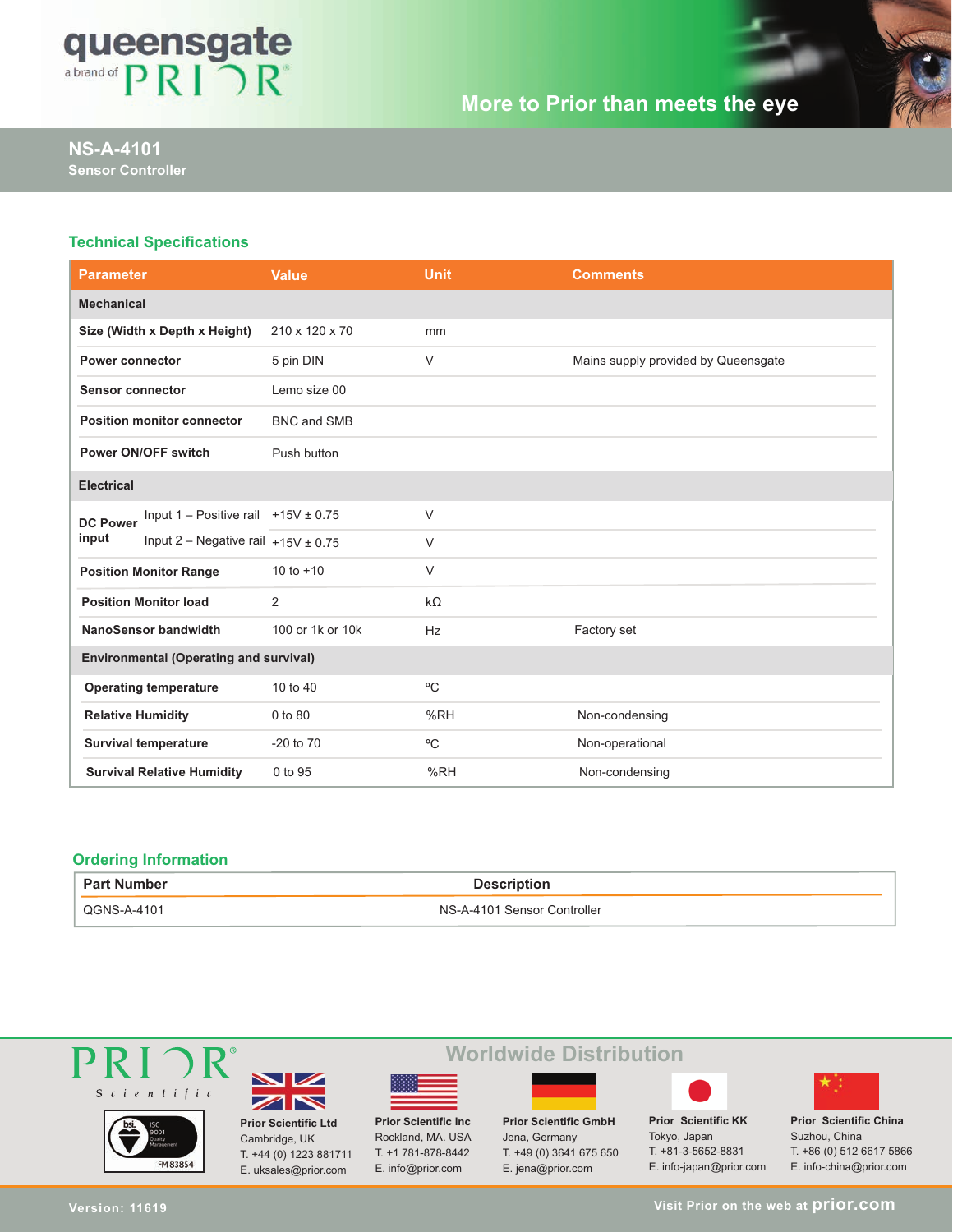queensgate
a brand of PRIOR

More to Prior than meets the eye

# NS-A-4101
**Sensor Controller**

## Technical Specifications

| Parameter | | Value | Unit | Comments |
|---|---|---|---|---|
| **Mechanical** | | | | |
| **Size (Width x Depth x Height)** | | 210 x 120 x 70 | mm | |
| **Power connector** | | 5 pin DIN | V | Mains supply provided by Queensgate |
| **Sensor connector** | | Lemo size 00 | | |
| **Position monitor connector** | | BNC and SMB | | |
| **Power ON/OFF switch** | | Push button | | |
| **Electrical** | | | | |
| **DC Power input** | Input 1 – Positive rail | +15V ± 0.75 | V | |
| | Input 2 – Negative rail | +15V ± 0.75 | V | |
| **Position Monitor Range** | | 10 to +10 | V | |
| **Position Monitor load** | | 2 | kΩ | |
| **NanoSensor bandwidth** | | 100 or 1k or 10k | Hz | Factory set |
| **Environmental (Operating and survival)** | | | | |
| **Operating temperature** | | 10 to 40 | ºC | |
| **Relative Humidity** | | 0 to 80 | %RH | Non-condensing |
| **Survival temperature** | | -20 to 70 | ºC | Non-operational |
| **Survival Relative Humidity** | | 0 to 95 | %RH | Non-condensing |

## Ordering Information

| Part Number | Description |
|---|---|
| QGNS-A-4101 | NS-A-4101 Sensor Controller |

PRIOR Scientific

ISO 9001 Quality Management FM 83854

## Worldwide Distribution

**Prior Scientific Ltd**
Cambridge, UK
T. +44 (0) 1223 881711
E. uksales@prior.com

**Prior Scientific Inc**
Rockland, MA. USA
T. +1 781-878-8442
E. info@prior.com

**Prior Scientific GmbH**
Jena, Germany
T. +49 (0) 3641 675 650
E. jena@prior.com

**Prior Scientific KK**
Tokyo, Japan
T. +81-3-5652-8831
E. info-japan@prior.com

**Prior Scientific China**
Suzhou, China
T. +86 (0) 512 6617 5866
E. info-china@prior.com

Version: 11619

Visit Prior on the web at **prior.com**